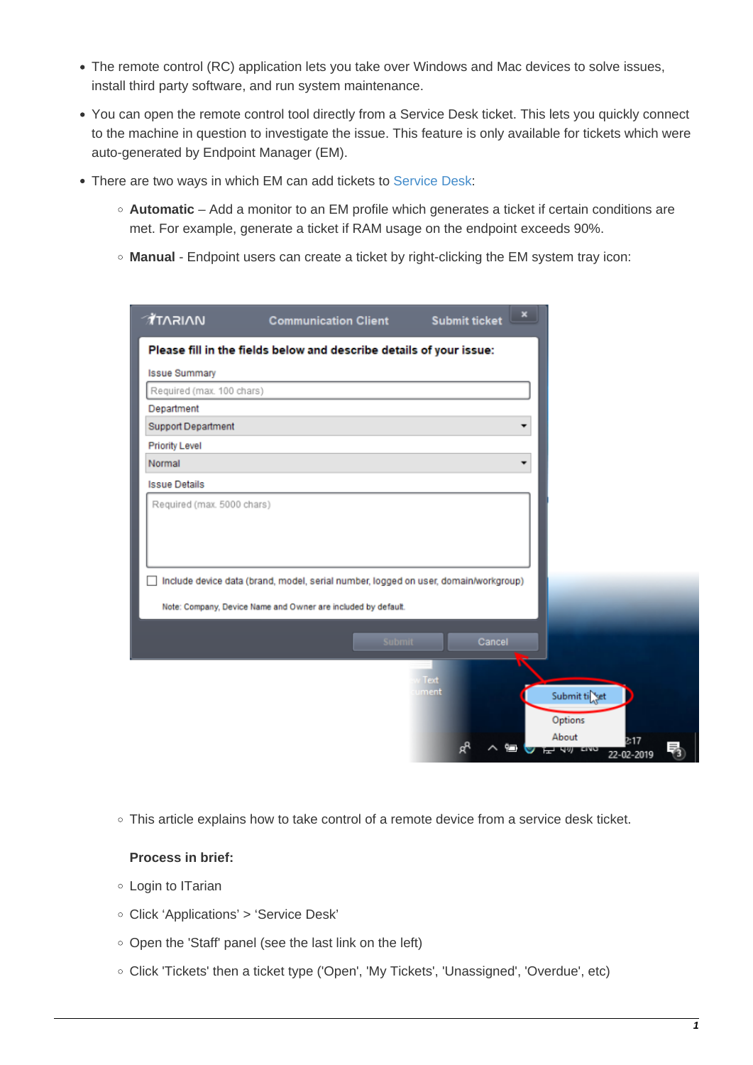- The remote control (RC) application lets you take over Windows and Mac devices to solve issues, install third party software, and run system maintenance.
- You can open the remote control tool directly from a Service Desk ticket. This lets you quickly connect to the machine in question to investigate the issue. This feature is only available for tickets which were auto-generated by Endpoint Manager (EM).
- There are two ways in which EM can add tickets to Service Desk:
  - **Automatic** – Add a monitor to an EM profile which generates a ticket if certain conditions are met. For example, generate a ticket if RAM usage on the endpoint exceeds 90%.
  - **Manual** - Endpoint users can create a ticket by right-clicking the EM system tray icon:

  - This article explains how to take control of a remote device from a service desk ticket.

  **Process in brief:**

  - Login to ITarian
  - Click ‘Applications’ > ‘Service Desk’
  - Open the 'Staff' panel (see the last link on the left)
  - Click 'Tickets' then a ticket type ('Open', 'My Tickets', 'Unassigned', 'Overdue', etc)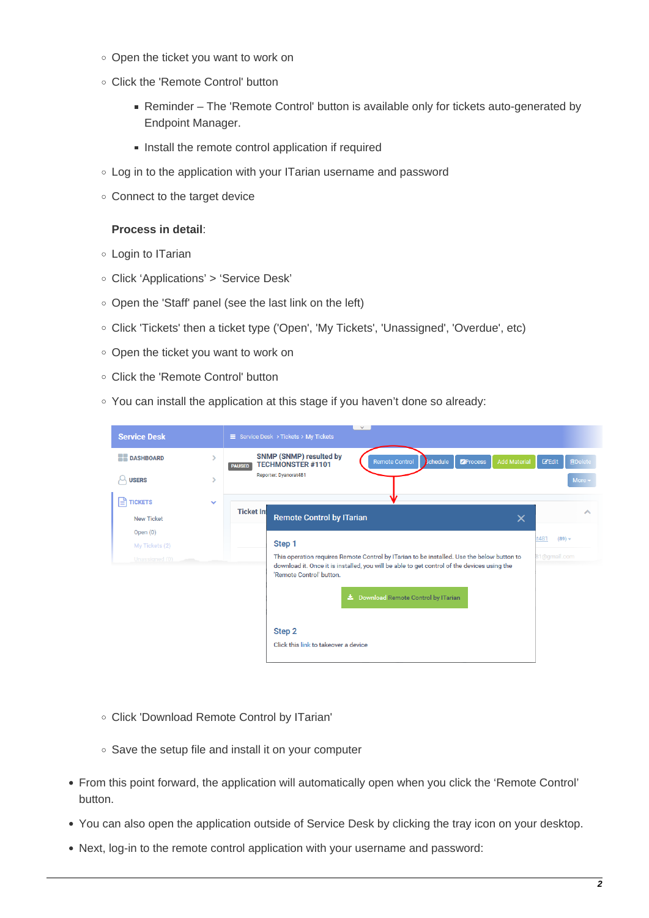- Open the ticket you want to work on
- Click the 'Remote Control' button
  - Reminder – The 'Remote Control' button is available only for tickets auto-generated by Endpoint Manager.
  - Install the remote control application if required
- Log in to the application with your ITarian username and password
- Connect to the target device

**Process in detail**:

- Login to ITarian
- Click 'Applications' > 'Service Desk'
- Open the 'Staff' panel (see the last link on the left)
- Click 'Tickets' then a ticket type ('Open', 'My Tickets', 'Unassigned', 'Overdue', etc)
- Open the ticket you want to work on
- Click the 'Remote Control' button
- You can install the application at this stage if you haven't done so already:

- Click 'Download Remote Control by ITarian'
- Save the setup file and install it on your computer

- From this point forward, the application will automatically open when you click the 'Remote Control' button.
- You can also open the application outside of Service Desk by clicking the tray icon on your desktop.
- Next, log-in to the remote control application with your username and password: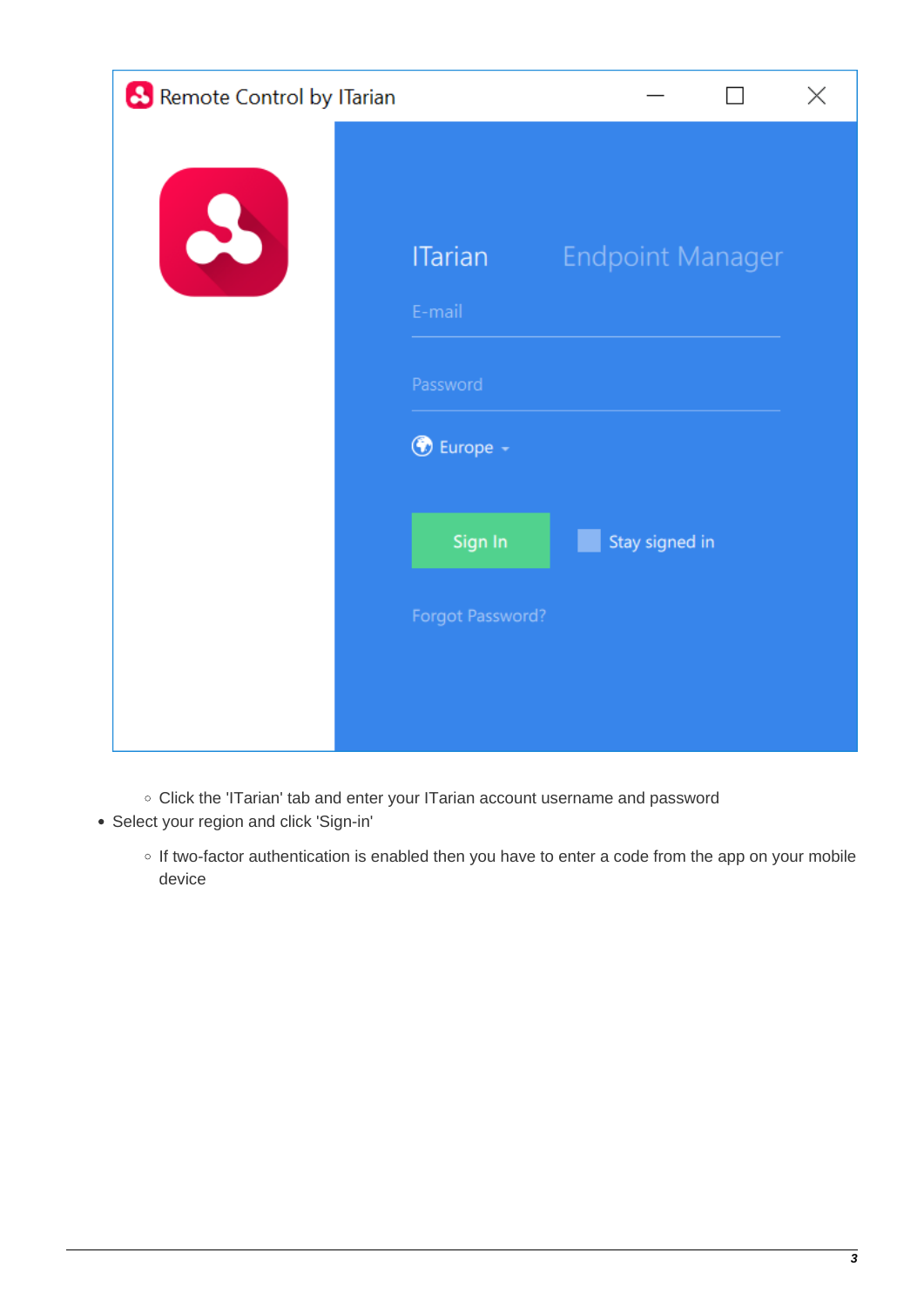- Click the 'ITarian' tab and enter your ITarian account username and password

- Select your region and click 'Sign-in'
  - If two-factor authentication is enabled then you have to enter a code from the app on your mobile device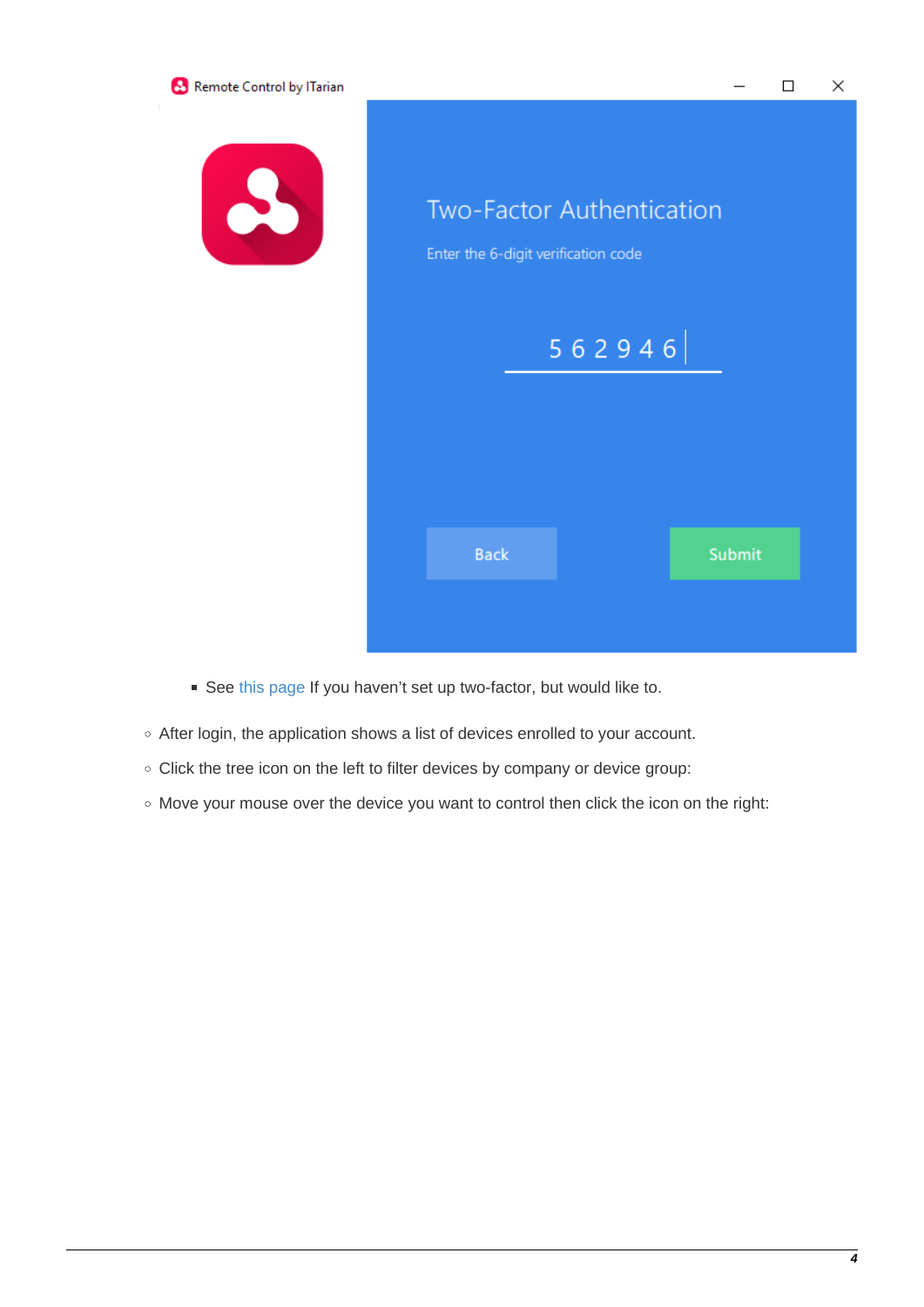- See this page If you haven't set up two-factor, but would like to.

- After login, the application shows a list of devices enrolled to your account.
- Click the tree icon on the left to filter devices by company or device group:
- Move your mouse over the device you want to control then click the icon on the right: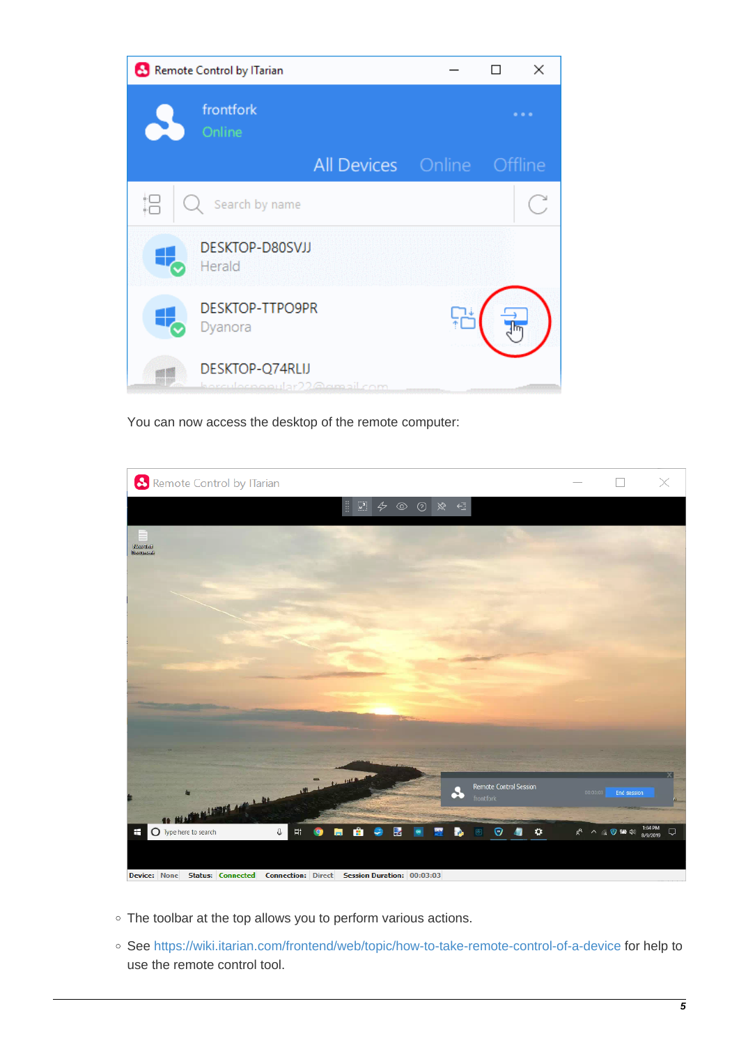You can now access the desktop of the remote computer:

- The toolbar at the top allows you to perform various actions.
- See https://wiki.itarian.com/frontend/web/topic/how-to-take-remote-control-of-a-device for help to use the remote control tool.